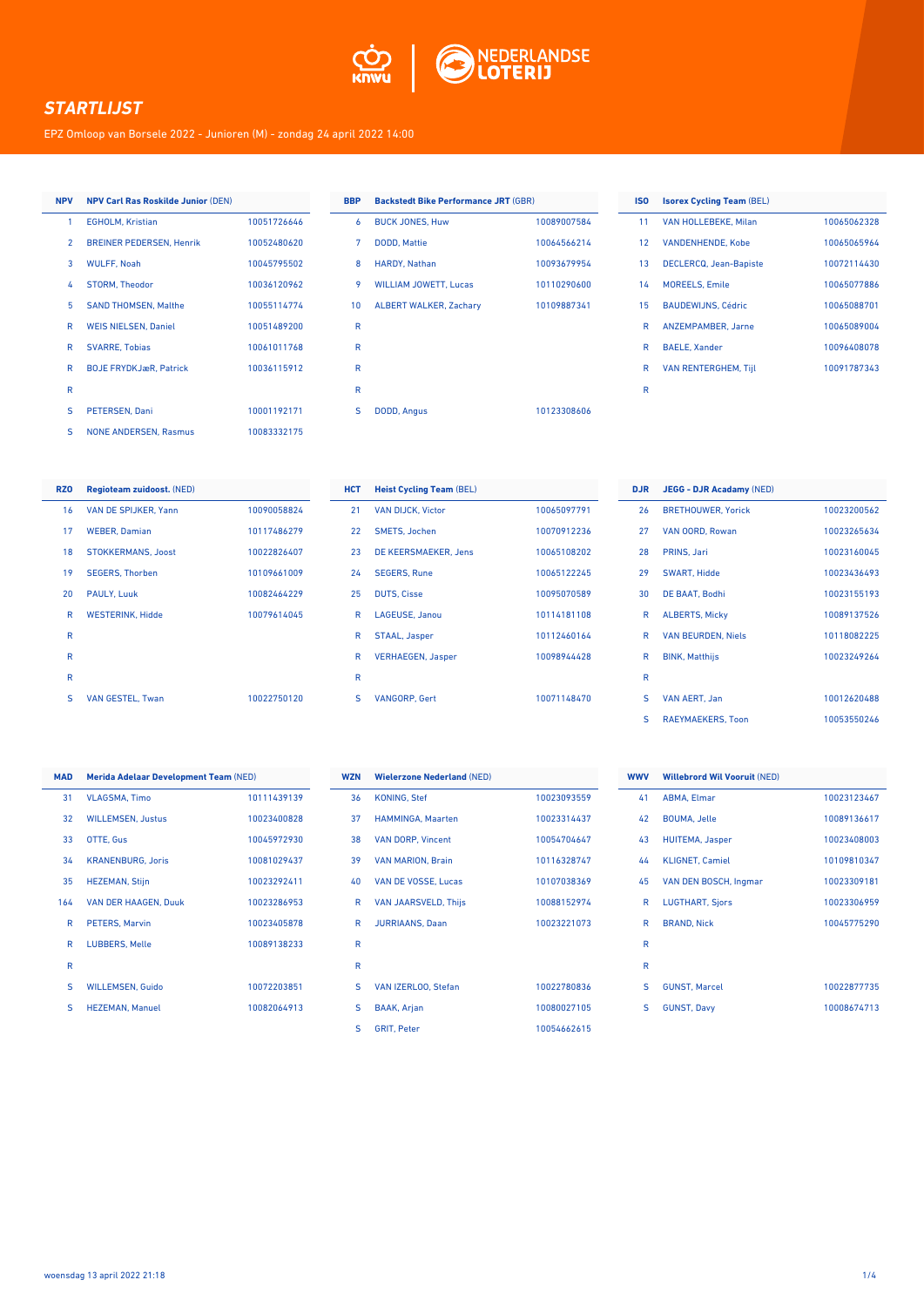# STARTLIJST

EPZ Omloop van Borsele 2022 - Junioren (M) - zondag 24 april 2022 14:00

| NPV | NPV Carl Ras Roskilde Junior (DEN) | |
|---|---|---|
| 1 | EGHOLM, Kristian | 10051726646 |
| 2 | BREINER PEDERSEN, Henrik | 10052480620 |
| 3 | WULFF, Noah | 10045795502 |
| 4 | STORM, Theodor | 10036120962 |
| 5 | SAND THOMSEN, Malthe | 10055114774 |
| R | WEIS NIELSEN, Daniel | 10051489200 |
| R | SVARRE, Tobias | 10061011768 |
| R | BOJE FRYDKJæR, Patrick | 10036115912 |
| R | | |
| S | PETERSEN, Dani | 10001192171 |
| S | NONE ANDERSEN, Rasmus | 10083332175 |

| BBP | Backstedt Bike Performance JRT (GBR) | |
|---|---|---|
| 6 | BUCK JONES, Huw | 10089007584 |
| 7 | DODD, Mattie | 10064566214 |
| 8 | HARDY, Nathan | 10093679954 |
| 9 | WILLIAM JOWETT, Lucas | 10110290600 |
| 10 | ALBERT WALKER, Zachary | 10109887341 |
| R | | |
| R | | |
| R | | |
| R | | |
| S | DODD, Angus | 10123308606 |

| ISO | Isorex Cycling Team (BEL) | |
|---|---|---|
| 11 | VAN HOLLEBEKE, Milan | 10065062328 |
| 12 | VANDENHENDE, Kobe | 10065065964 |
| 13 | DECLERCQ, Jean-Bapiste | 10072114430 |
| 14 | MOREELS, Emile | 10065077886 |
| 15 | BAUDEWIJNS, Cédric | 10065088701 |
| R | ANZEMPAMBER, Jarne | 10065089004 |
| R | BAELE, Xander | 10096408078 |
| R | VAN RENTERGHEM, Tijl | 10091787343 |
| R | | |

| RZO | Regioteam zuidoost. (NED) | |
|---|---|---|
| 16 | VAN DE SPIJKER, Yann | 10090058824 |
| 17 | WEBER, Damian | 10117486279 |
| 18 | STOKKERMANS, Joost | 10022826407 |
| 19 | SEGERS, Thorben | 10109661009 |
| 20 | PAULY, Luuk | 10082464229 |
| R | WESTERINK, Hidde | 10079614045 |
| R | | |
| R | | |
| R | | |
| S | VAN GESTEL, Twan | 10022750120 |

| HCT | Heist Cycling Team (BEL) | |
|---|---|---|
| 21 | VAN DIJCK, Victor | 10065097791 |
| 22 | SMETS, Jochen | 10070912236 |
| 23 | DE KEERSMAEKER, Jens | 10065108202 |
| 24 | SEGERS, Rune | 10065122245 |
| 25 | DUTS, Cisse | 10095070589 |
| R | LAGEUSE, Janou | 10114181108 |
| R | STAAL, Jasper | 10112460164 |
| R | VERHAEGEN, Jasper | 10098944428 |
| R | | |
| S | VANGORP, Gert | 10071148470 |

| DJR | JEGG - DJR Acadamy (NED) | |
|---|---|---|
| 26 | BRETHOUWER, Yorick | 10023200562 |
| 27 | VAN OORD, Rowan | 10023265634 |
| 28 | PRINS, Jari | 10023160045 |
| 29 | SWART, Hidde | 10023436493 |
| 30 | DE BAAT, Bodhi | 10023155193 |
| R | ALBERTS, Micky | 10089137526 |
| R | VAN BEURDEN, Niels | 10118082225 |
| R | BINK, Matthijs | 10023249264 |
| R | | |
| S | VAN AERT, Jan | 10012620488 |
| S | RAEYMAEKERS, Toon | 10053550246 |

| MAD | Merida Adelaar Development Team (NED) | |
|---|---|---|
| 31 | VLAGSMA, Timo | 10111439139 |
| 32 | WILLEMSEN, Justus | 10023400828 |
| 33 | OTTE, Gus | 10045972930 |
| 34 | KRANENBURG, Joris | 10081029437 |
| 35 | HEZEMAN, Stijn | 10023292411 |
| 164 | VAN DER HAAGEN, Duuk | 10023286953 |
| R | PETERS, Marvin | 10023405878 |
| R | LUBBERS, Melle | 10089138233 |
| R | | |
| S | WILLEMSEN, Guido | 10072203851 |
| S | HEZEMAN, Manuel | 10082064913 |

| WZN | Wielerzone Nederland (NED) | |
|---|---|---|
| 36 | KONING, Stef | 10023093559 |
| 37 | HAMMINGA, Maarten | 10023314437 |
| 38 | VAN DORP, Vincent | 10054704647 |
| 39 | VAN MARION, Brain | 10116328747 |
| 40 | VAN DE VOSSE, Lucas | 10107038369 |
| R | VAN JAARSVELD, Thijs | 10088152974 |
| R | JURRIAANS, Daan | 10023221073 |
| R | | |
| R | | |
| S | VAN IZERLOO, Stefan | 10022780836 |
| S | BAAK, Arjan | 10080027105 |
| S | GRIT, Peter | 10054662615 |

| WWV | Willebrord Wil Vooruit (NED) | |
|---|---|---|
| 41 | ABMA, Elmar | 10023123467 |
| 42 | BOUMA, Jelle | 10089136617 |
| 43 | HUITEMA, Jasper | 10023408003 |
| 44 | KLIGNET, Camiel | 10109810347 |
| 45 | VAN DEN BOSCH, Ingmar | 10023309181 |
| R | LUGTHART, Sjors | 10023306959 |
| R | BRAND, Nick | 10045775290 |
| R | | |
| R | | |
| S | GUNST, Marcel | 10022877735 |
| S | GUNST, Davy | 10008674713 |

woensdag 13 april 2022 21:18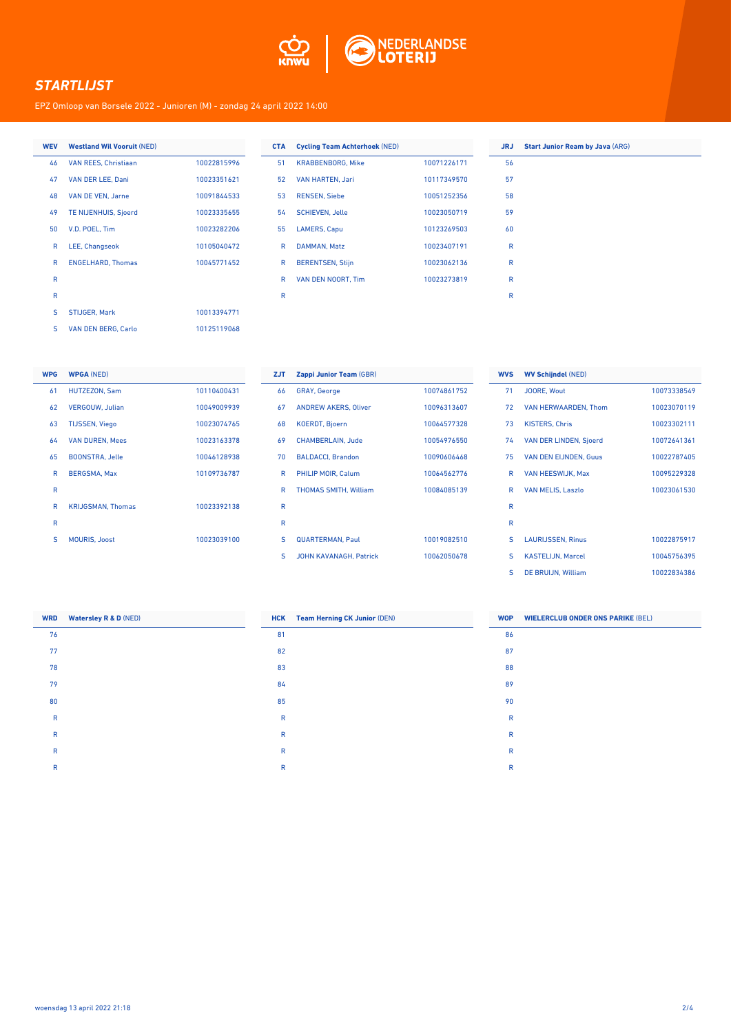# STARTLIJST

EPZ Omloop van Borsele 2022 - Junioren (M) - zondag 24 april 2022 14:00

| WEV | Westland Wil Vooruit (NED) | |
|---|---|---|
| 46 | VAN REES, Christiaan | 10022815996 |
| 47 | VAN DER LEE, Dani | 10023351621 |
| 48 | VAN DE VEN, Jarne | 10091844533 |
| 49 | TE NIJENHUIS, Sjoerd | 10023335655 |
| 50 | V.D. POEL, Tim | 10023282206 |
| R | LEE, Changseok | 10105040472 |
| R | ENGELHARD, Thomas | 10045771452 |
| R | | |
| R | | |
| S | STIJGER, Mark | 10013394771 |
| S | VAN DEN BERG, Carlo | 10125119068 |

| CTA | Cycling Team Achterhoek (NED) | |
|---|---|---|
| 51 | KRABBENBORG, Mike | 10071226171 |
| 52 | VAN HARTEN, Jari | 10117349570 |
| 53 | RENSEN, Siebe | 10051252356 |
| 54 | SCHIEVEN, Jelle | 10023050719 |
| 55 | LAMERS, Capu | 10123269503 |
| R | DAMMAN, Matz | 10023407191 |
| R | BERENTSEN, Stijn | 10023062136 |
| R | VAN DEN NOORT, Tim | 10023273819 |
| R | | |

| JRJ | Start Junior Ream by Java (ARG) | |
|---|---|---|
| 56 | | |
| 57 | | |
| 58 | | |
| 59 | | |
| 60 | | |
| R | | |
| R | | |
| R | | |
| R | | |

| WPG | WPGA (NED) | |
|---|---|---|
| 61 | HUTZEZON, Sam | 10110400431 |
| 62 | VERGOUW, Julian | 10049009939 |
| 63 | TIJSSEN, Viego | 10023074765 |
| 64 | VAN DUREN, Mees | 10023163378 |
| 65 | BOONSTRA, Jelle | 10046128938 |
| R | BERGSMA, Max | 10109736787 |
| R | | |
| R | KRIJGSMAN, Thomas | 10023392138 |
| R | | |
| S | MOURIS, Joost | 10023039100 |

| ZJT | Zappi Junior Team (GBR) | |
|---|---|---|
| 66 | GRAY, George | 10074861752 |
| 67 | ANDREW AKERS, Oliver | 10096313607 |
| 68 | KOERDT, Bjoern | 10064577328 |
| 69 | CHAMBERLAIN, Jude | 10054976550 |
| 70 | BALDACCI, Brandon | 10090606468 |
| R | PHILIP MOIR, Calum | 10064562776 |
| R | THOMAS SMITH, William | 10084085139 |
| R | | |
| R | | |
| S | QUARTERMAN, Paul | 10019082510 |
| S | JOHN KAVANAGH, Patrick | 10062050678 |

| WVS | WV Schijndel (NED) | |
|---|---|---|
| 71 | JOORE, Wout | 10073338549 |
| 72 | VAN HERWAARDEN, Thom | 10023070119 |
| 73 | KISTERS, Chris | 10023302111 |
| 74 | VAN DER LINDEN, Sjoerd | 10072641361 |
| 75 | VAN DEN EIJNDEN, Guus | 10022787405 |
| R | VAN HEESWIJK, Max | 10095229328 |
| R | VAN MELIS, Laszlo | 10023061530 |
| R | | |
| R | | |
| S | LAURIJSSEN, Rinus | 10022875917 |
| S | KASTELIJN, Marcel | 10045756395 |
| S | DE BRUIJN, William | 10022834386 |

| WRD | Watersley R & D (NED) | |
|---|---|---|
| 76 | | |
| 77 | | |
| 78 | | |
| 79 | | |
| 80 | | |
| R | | |
| R | | |
| R | | |
| R | | |

| HCK | Team Herning CK Junior (DEN) | |
|---|---|---|
| 81 | | |
| 82 | | |
| 83 | | |
| 84 | | |
| 85 | | |
| R | | |
| R | | |
| R | | |
| R | | |

| WOP | WIELERCLUB ONDER ONS PARIKE (BEL) | |
|---|---|---|
| 86 | | |
| 87 | | |
| 88 | | |
| 89 | | |
| 90 | | |
| R | | |
| R | | |
| R | | |
| R | | |

woensdag 13 april 2022 21:18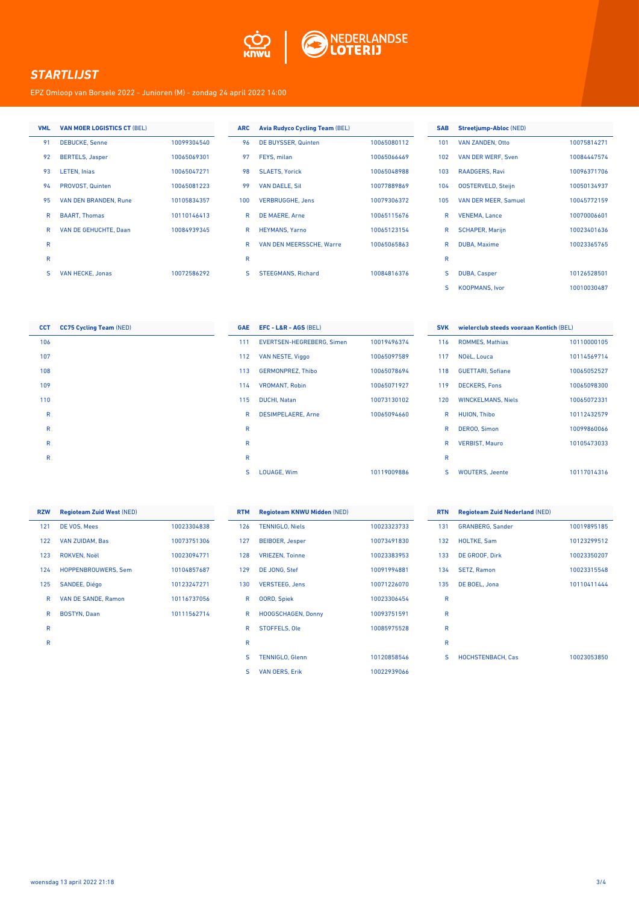# STARTLIJST

EPZ Omloop van Borsele 2022 - Junioren (M) - zondag 24 april 2022 14:00

| VML | VAN MOER LOGISTICS CT (BEL) | |
|---|---|---|
| 91 | DEBUCKE, Senne | 10099304540 |
| 92 | BERTELS, Jasper | 10065069301 |
| 93 | LETEN, Inias | 10065047271 |
| 94 | PROVOST, Quinten | 10065081223 |
| 95 | VAN DEN BRANDEN, Rune | 10105834357 |
| R | BAART, Thomas | 10110146413 |
| R | VAN DE GEHUCHTE, Daan | 10084939345 |
| R | | |
| R | | |
| S | VAN HECKE, Jonas | 10072586292 |

| ARC | Avia Rudyco Cycling Team (BEL) | |
|---|---|---|
| 96 | DE BUYSSER, Quinten | 10065080112 |
| 97 | FEYS, milan | 10065066469 |
| 98 | SLAETS, Yorick | 10065048988 |
| 99 | VAN DAELE, Sil | 10077889869 |
| 100 | VERBRUGGHE, Jens | 10079306372 |
| R | DE MAERE, Arne | 10065115676 |
| R | HEYMANS, Yarno | 10065123154 |
| R | VAN DEN MEERSSCHE, Warre | 10065065863 |
| R | | |
| S | STEEGMANS, Richard | 10084816376 |

| SAB | Streetjump-Abloc (NED) | |
|---|---|---|
| 101 | VAN ZANDEN, Otto | 10075814271 |
| 102 | VAN DER WERF, Sven | 10084447574 |
| 103 | RAADGERS, Ravi | 10096371706 |
| 104 | OOSTERVELD, Steijn | 10050134937 |
| 105 | VAN DER MEER, Samuel | 10045772159 |
| R | VENEMA, Lance | 10070006601 |
| R | SCHAPER, Marijn | 10023401636 |
| R | DUBA, Maxime | 10023365765 |
| R | | |
| S | DUBA, Casper | 10126528501 |
| S | KOOPMANS, Ivor | 10010030487 |

| CCT | CC75 Cycling Team (NED) | |
|---|---|---|
| 106 | | |
| 107 | | |
| 108 | | |
| 109 | | |
| 110 | | |
| R | | |
| R | | |
| R | | |
| R | | |

| GAE | EFC - L&R - AGS (BEL) | |
|---|---|---|
| 111 | EVERTSEN-HEGREBERG, Simen | 10019496374 |
| 112 | VAN NESTE, Viggo | 10065097589 |
| 113 | GERMONPREZ, Thibo | 10065078694 |
| 114 | VROMANT, Robin | 10065071927 |
| 115 | DUCHI, Natan | 10073130102 |
| R | DESIMPELAERE, Arne | 10065094660 |
| R | | |
| R | | |
| R | | |
| S | LOUAGE, Wim | 10119009886 |

| SVK | wielerclub steeds vooraan Kontich (BEL) | |
|---|---|---|
| 116 | ROMMES, Mathias | 10110000105 |
| 117 | NOëL, Louca | 10114569714 |
| 118 | GUETTARI, Sofiane | 10065052527 |
| 119 | DECKERS, Fons | 10065098300 |
| 120 | WINCKELMANS, Niels | 10065072331 |
| R | HUION, Thibo | 10112432579 |
| R | DEROO, Simon | 10099860066 |
| R | VERBIST, Mauro | 10105473033 |
| R | | |
| S | WOUTERS, Jeente | 10117014316 |

| RZW | Regioteam Zuid West (NED) | |
|---|---|---|
| 121 | DE VOS, Mees | 10023304838 |
| 122 | VAN ZUIDAM, Bas | 10073751306 |
| 123 | ROKVEN, Noël | 10023094771 |
| 124 | HOPPENBROUWERS, Sem | 10104857687 |
| 125 | SANDEE, Diégo | 10123247271 |
| R | VAN DE SANDE, Ramon | 10116737056 |
| R | BOSTYN, Daan | 10111562714 |
| R | | |
| R | | |

| RTM | Regioteam KNWU Midden (NED) | |
|---|---|---|
| 126 | TENNIGLO, Niels | 10023323733 |
| 127 | BEIBOER, Jesper | 10073491830 |
| 128 | VRIEZEN, Toinne | 10023383953 |
| 129 | DE JONG, Stef | 10091994881 |
| 130 | VERSTEEG, Jens | 10071226070 |
| R | OORD, Spiek | 10023306454 |
| R | HOOGSCHAGEN, Donny | 10093751591 |
| R | STOFFELS, Ole | 10085975528 |
| R | | |
| S | TENNIGLO, Glenn | 10120858546 |
| S | VAN OERS, Erik | 10022939066 |

| RTN | Regioteam Zuid Nederland (NED) | |
|---|---|---|
| 131 | GRANBERG, Sander | 10019895185 |
| 132 | HOLTKE, Sam | 10123299512 |
| 133 | DE GROOF, Dirk | 10023350207 |
| 134 | SETZ, Ramon | 10023315548 |
| 135 | DE BOEL, Jona | 10110411444 |
| R | | |
| R | | |
| R | | |
| R | | |
| S | HOCHSTENBACH, Cas | 10023053850 |

woensdag 13 april 2022 21:18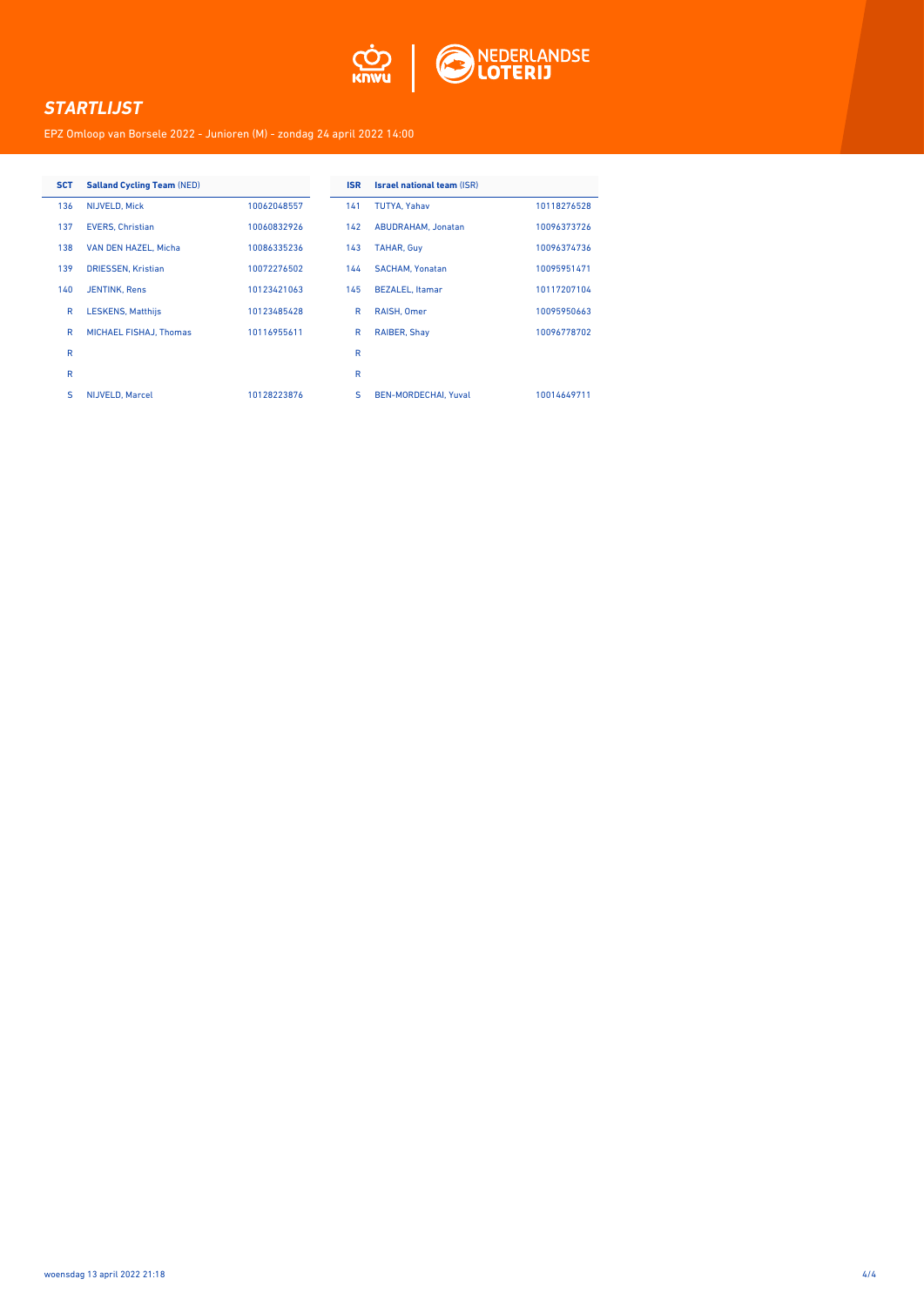## STARTLIJST

EPZ Omloop van Borsele 2022 - Junioren (M) - zondag 24 april 2022 14:00

| SCT | Salland Cycling Team (NED) | |
|---|---|---|
| 136 | NIJVELD, Mick | 10062048557 |
| 137 | EVERS, Christian | 10060832926 |
| 138 | VAN DEN HAZEL, Micha | 10086335236 |
| 139 | DRIESSEN, Kristian | 10072276502 |
| 140 | JENTINK, Rens | 10123421063 |
| R | LESKENS, Matthijs | 10123485428 |
| R | MICHAEL FISHAJ, Thomas | 10116955611 |
| R | | |
| R | | |
| S | NIJVELD, Marcel | 10128223876 |

| ISR | Israel national team (ISR) | |
|---|---|---|
| 141 | TUTYA, Yahav | 10118276528 |
| 142 | ABUDRAHAM, Jonatan | 10096373726 |
| 143 | TAHAR, Guy | 10096374736 |
| 144 | SACHAM, Yonatan | 10095951471 |
| 145 | BEZALEL, Itamar | 10117207104 |
| R | RAISH, Omer | 10095950663 |
| R | RAIBER, Shay | 10096778702 |
| R | | |
| R | | |
| S | BEN-MORDECHAI, Yuval | 10014649711 |

woensdag 13 april 2022 21:18